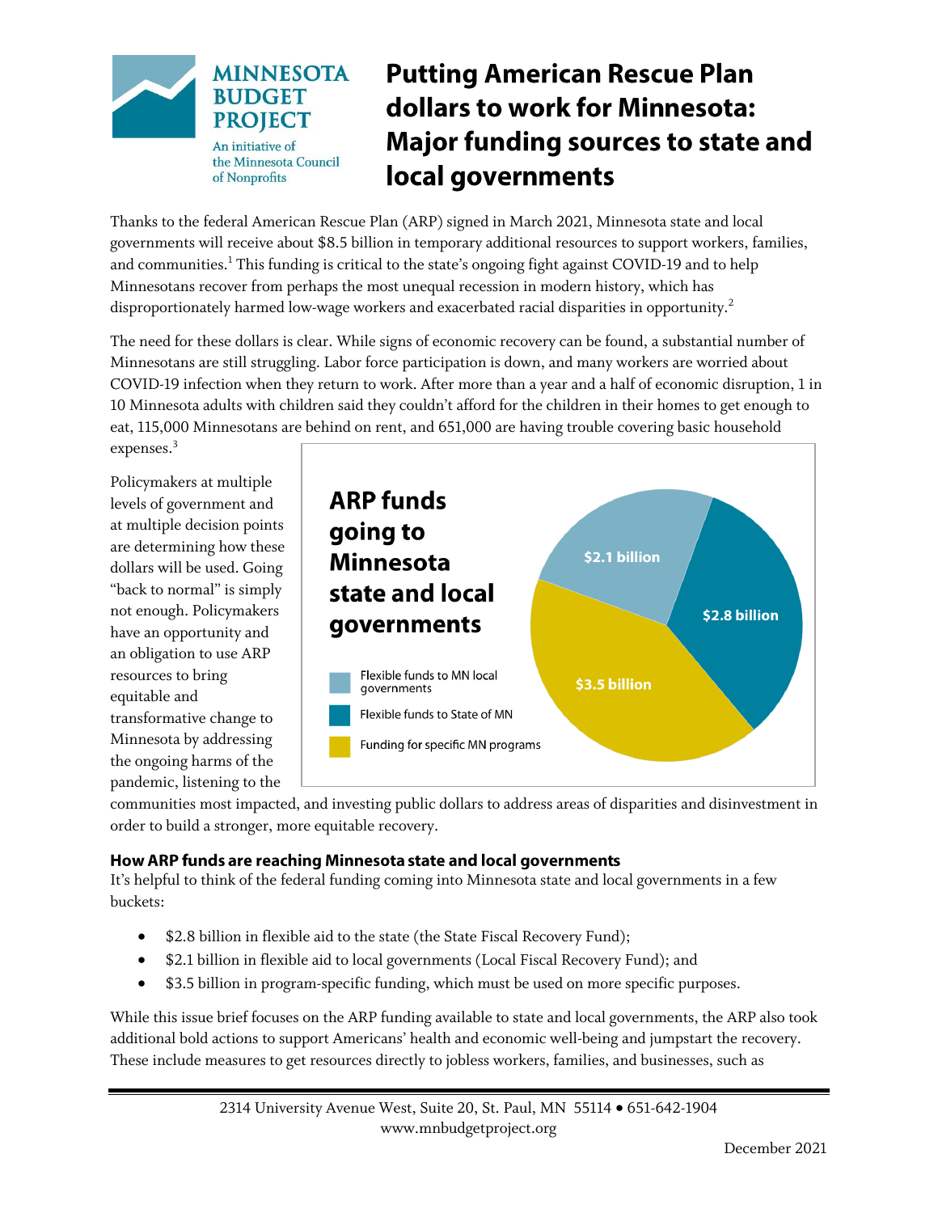MINNESOTA BUDGET PROJECT

An initiative of the Minnesota Council of Nonprofits

# Putting American Rescue Plan dollars to work for Minnesota: Major funding sources to state and local governments

Thanks to the federal American Rescue Plan (ARP) signed in March 2021, Minnesota state and local governments will receive about $8.5 billion in temporary additional resources to support workers, families, and communities.[1] This funding is critical to the state's ongoing fight against COVID-19 and to help Minnesotans recover from perhaps the most unequal recession in modern history, which has disproportionately harmed low-wage workers and exacerbated racial disparities in opportunity.[2]

The need for these dollars is clear. While signs of economic recovery can be found, a substantial number of Minnesotans are still struggling. Labor force participation is down, and many workers are worried about COVID-19 infection when they return to work. After more than a year and a half of economic disruption, 1 in 10 Minnesota adults with children said they couldn't afford for the children in their homes to get enough to eat, 115,000 Minnesotans are behind on rent, and 651,000 are having trouble covering basic household expenses.[3]

**ARP funds going to Minnesota state and local governments**

- Flexible funds to MN local governments: $2.1 billion
- Flexible funds to State of MN: $2.8 billion
- Funding for specific MN programs: $3.5 billion

Policymakers at multiple levels of government and at multiple decision points are determining how these dollars will be used. Going "back to normal" is simply not enough. Policymakers have an opportunity and an obligation to use ARP resources to bring equitable and transformative change to Minnesota by addressing the ongoing harms of the pandemic, listening to the communities most impacted, and investing public dollars to address areas of disparities and disinvestment in order to build a stronger, more equitable recovery.

### How ARP funds are reaching Minnesota state and local governments

It's helpful to think of the federal funding coming into Minnesota state and local governments in a few buckets:

- $2.8 billion in flexible aid to the state (the State Fiscal Recovery Fund);
- $2.1 billion in flexible aid to local governments (Local Fiscal Recovery Fund); and
- $3.5 billion in program-specific funding, which must be used on more specific purposes.

While this issue brief focuses on the ARP funding available to state and local governments, the ARP also took additional bold actions to support Americans' health and economic well-being and jumpstart the recovery. These include measures to get resources directly to jobless workers, families, and businesses, such as

2314 University Avenue West, Suite 20, St. Paul, MN 55114 • 651-642-1904
www.mnbudgetproject.org

December 2021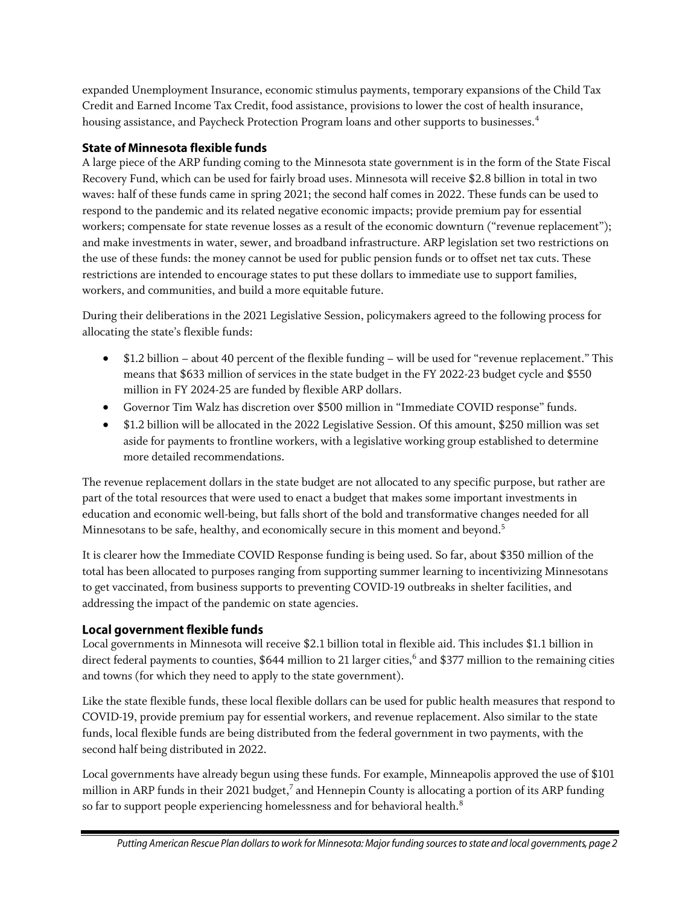expanded Unemployment Insurance, economic stimulus payments, temporary expansions of the Child Tax Credit and Earned Income Tax Credit, food assistance, provisions to lower the cost of health insurance, housing assistance, and Paycheck Protection Program loans and other supports to businesses.[4]

### State of Minnesota flexible funds

A large piece of the ARP funding coming to the Minnesota state government is in the form of the State Fiscal Recovery Fund, which can be used for fairly broad uses. Minnesota will receive $2.8 billion in total in two waves: half of these funds came in spring 2021; the second half comes in 2022. These funds can be used to respond to the pandemic and its related negative economic impacts; provide premium pay for essential workers; compensate for state revenue losses as a result of the economic downturn ("revenue replacement"); and make investments in water, sewer, and broadband infrastructure. ARP legislation set two restrictions on the use of these funds: the money cannot be used for public pension funds or to offset net tax cuts. These restrictions are intended to encourage states to put these dollars to immediate use to support families, workers, and communities, and build a more equitable future.

During their deliberations in the 2021 Legislative Session, policymakers agreed to the following process for allocating the state's flexible funds:

- $1.2 billion – about 40 percent of the flexible funding – will be used for "revenue replacement." This means that $633 million of services in the state budget in the FY 2022-23 budget cycle and $550 million in FY 2024-25 are funded by flexible ARP dollars.
- Governor Tim Walz has discretion over $500 million in "Immediate COVID response" funds.
- $1.2 billion will be allocated in the 2022 Legislative Session. Of this amount, $250 million was set aside for payments to frontline workers, with a legislative working group established to determine more detailed recommendations.

The revenue replacement dollars in the state budget are not allocated to any specific purpose, but rather are part of the total resources that were used to enact a budget that makes some important investments in education and economic well-being, but falls short of the bold and transformative changes needed for all Minnesotans to be safe, healthy, and economically secure in this moment and beyond.[5]

It is clearer how the Immediate COVID Response funding is being used. So far, about $350 million of the total has been allocated to purposes ranging from supporting summer learning to incentivizing Minnesotans to get vaccinated, from business supports to preventing COVID-19 outbreaks in shelter facilities, and addressing the impact of the pandemic on state agencies.

### Local government flexible funds

Local governments in Minnesota will receive $2.1 billion total in flexible aid. This includes $1.1 billion in direct federal payments to counties, $644 million to 21 larger cities,[6] and $377 million to the remaining cities and towns (for which they need to apply to the state government).

Like the state flexible funds, these local flexible dollars can be used for public health measures that respond to COVID-19, provide premium pay for essential workers, and revenue replacement. Also similar to the state funds, local flexible funds are being distributed from the federal government in two payments, with the second half being distributed in 2022.

Local governments have already begun using these funds. For example, Minneapolis approved the use of $101 million in ARP funds in their 2021 budget,[7] and Hennepin County is allocating a portion of its ARP funding so far to support people experiencing homelessness and for behavioral health.[8]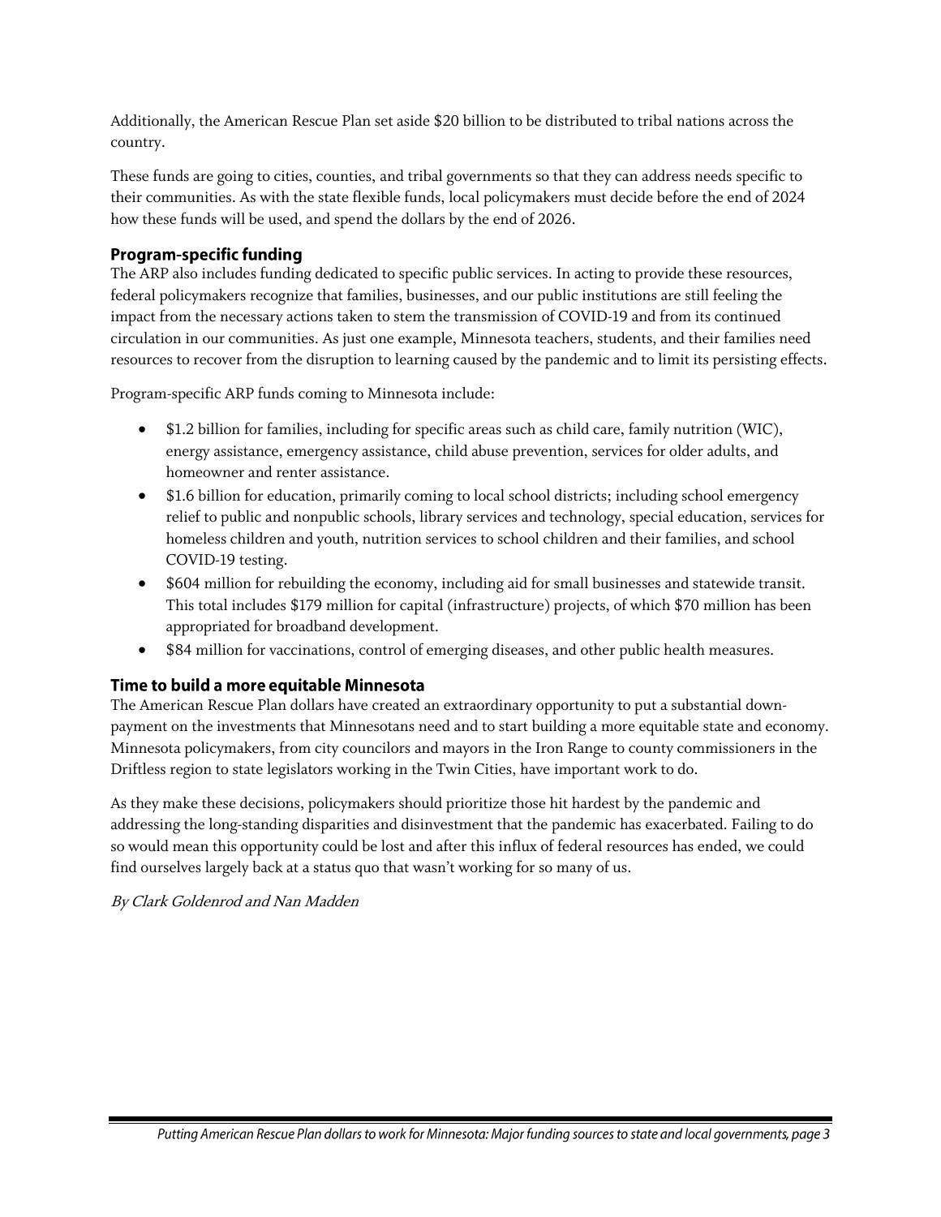Additionally, the American Rescue Plan set aside $20 billion to be distributed to tribal nations across the country.

These funds are going to cities, counties, and tribal governments so that they can address needs specific to their communities. As with the state flexible funds, local policymakers must decide before the end of 2024 how these funds will be used, and spend the dollars by the end of 2026.

## Program-specific funding

The ARP also includes funding dedicated to specific public services. In acting to provide these resources, federal policymakers recognize that families, businesses, and our public institutions are still feeling the impact from the necessary actions taken to stem the transmission of COVID-19 and from its continued circulation in our communities. As just one example, Minnesota teachers, students, and their families need resources to recover from the disruption to learning caused by the pandemic and to limit its persisting effects.

Program-specific ARP funds coming to Minnesota include:

- $1.2 billion for families, including for specific areas such as child care, family nutrition (WIC), energy assistance, emergency assistance, child abuse prevention, services for older adults, and homeowner and renter assistance.
- $1.6 billion for education, primarily coming to local school districts; including school emergency relief to public and nonpublic schools, library services and technology, special education, services for homeless children and youth, nutrition services to school children and their families, and school COVID-19 testing.
- $604 million for rebuilding the economy, including aid for small businesses and statewide transit. This total includes $179 million for capital (infrastructure) projects, of which $70 million has been appropriated for broadband development.
- $84 million for vaccinations, control of emerging diseases, and other public health measures.

## Time to build a more equitable Minnesota

The American Rescue Plan dollars have created an extraordinary opportunity to put a substantial down-payment on the investments that Minnesotans need and to start building a more equitable state and economy. Minnesota policymakers, from city councilors and mayors in the Iron Range to county commissioners in the Driftless region to state legislators working in the Twin Cities, have important work to do.

As they make these decisions, policymakers should prioritize those hit hardest by the pandemic and addressing the long-standing disparities and disinvestment that the pandemic has exacerbated. Failing to do so would mean this opportunity could be lost and after this influx of federal resources has ended, we could find ourselves largely back at a status quo that wasn't working for so many of us.

*By Clark Goldenrod and Nan Madden*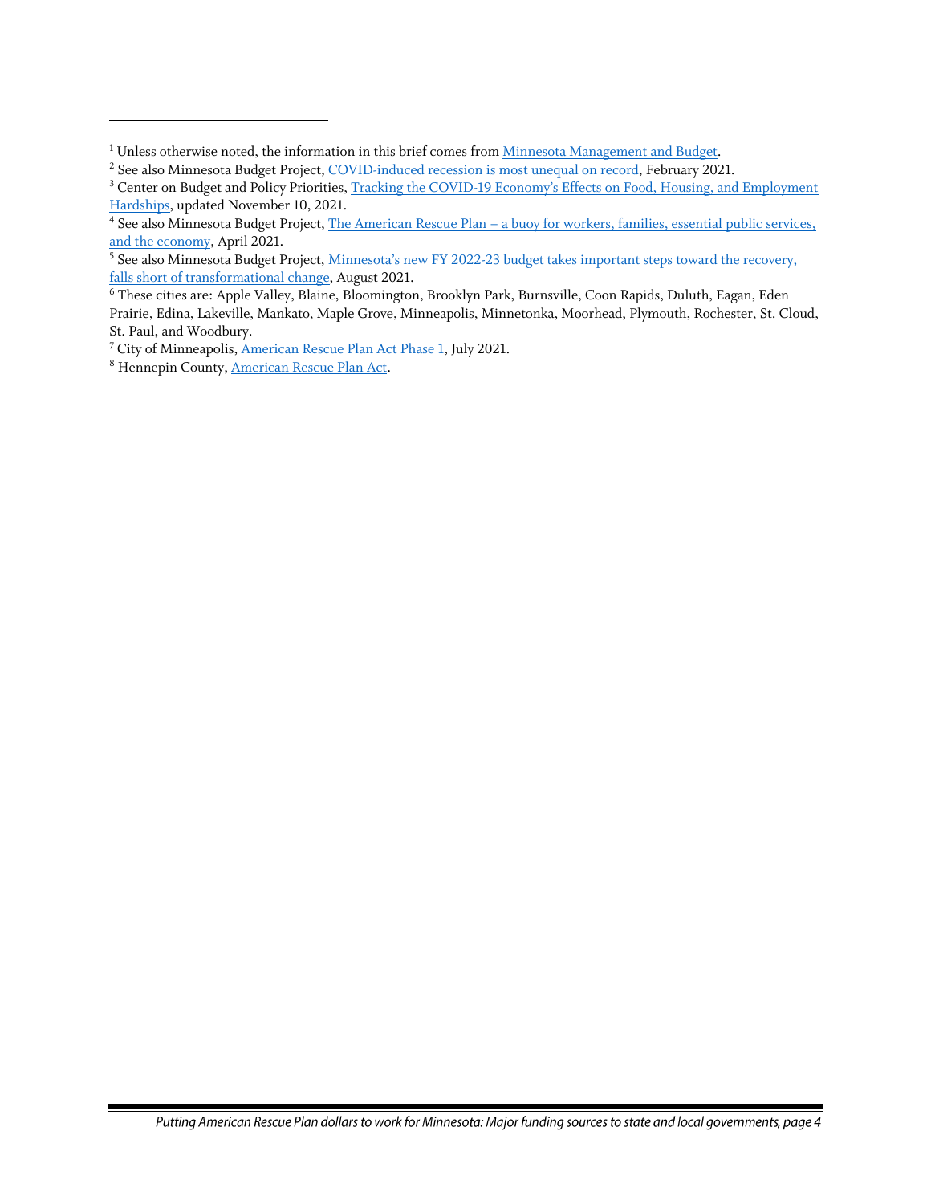[1] Unless otherwise noted, the information in this brief comes from Minnesota Management and Budget.

[2] See also Minnesota Budget Project, COVID-induced recession is most unequal on record, February 2021.

[3] Center on Budget and Policy Priorities, Tracking the COVID-19 Economy's Effects on Food, Housing, and Employment Hardships, updated November 10, 2021.

[4] See also Minnesota Budget Project, The American Rescue Plan – a buoy for workers, families, essential public services, and the economy, April 2021.

[5] See also Minnesota Budget Project, Minnesota's new FY 2022-23 budget takes important steps toward the recovery, falls short of transformational change, August 2021.

[6] These cities are: Apple Valley, Blaine, Bloomington, Brooklyn Park, Burnsville, Coon Rapids, Duluth, Eagan, Eden Prairie, Edina, Lakeville, Mankato, Maple Grove, Minneapolis, Minnetonka, Moorhead, Plymouth, Rochester, St. Cloud, St. Paul, and Woodbury.

[7] City of Minneapolis, American Rescue Plan Act Phase 1, July 2021.

[8] Hennepin County, American Rescue Plan Act.